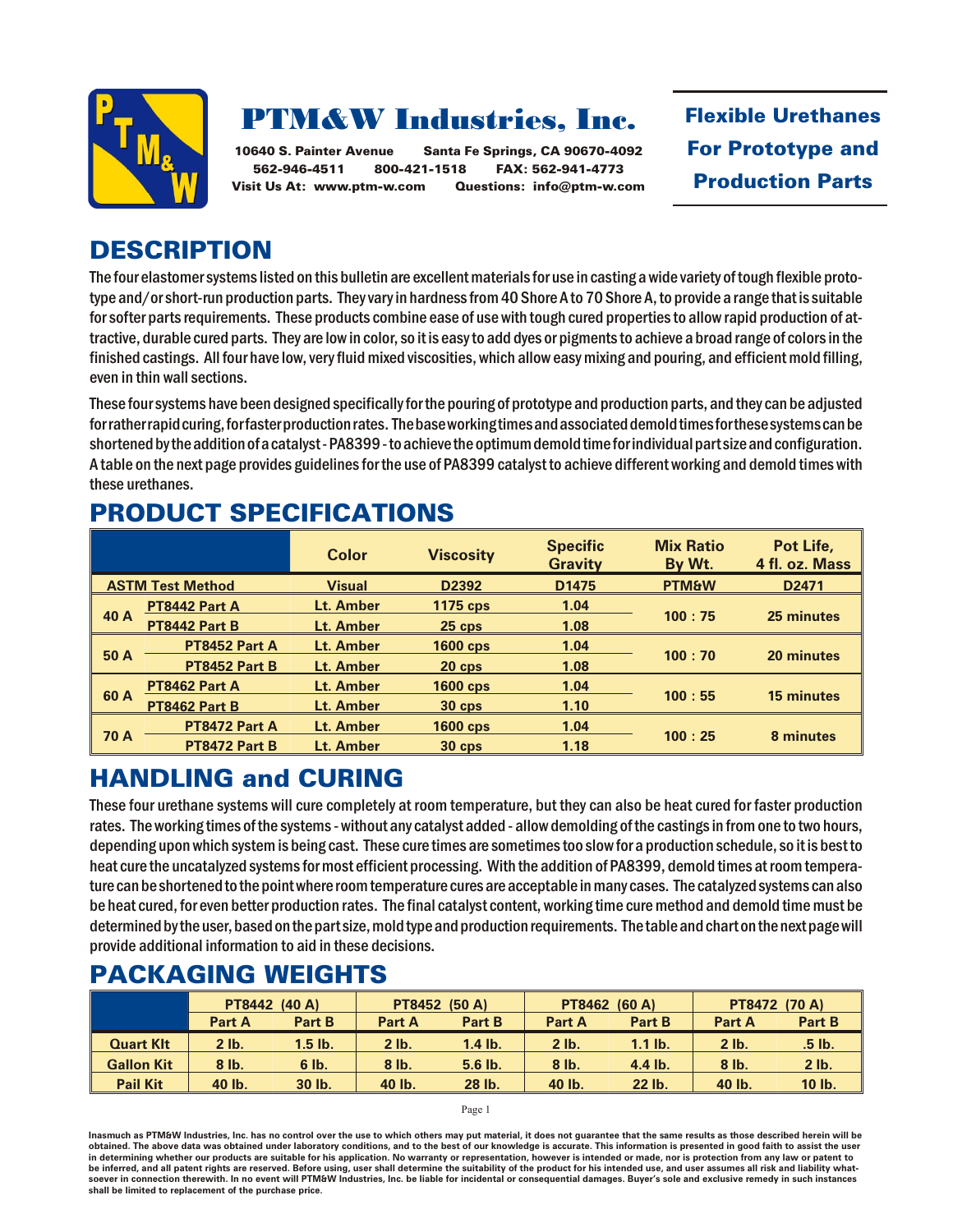# PTM&W Industries, Inc.

**10640 S. Painter Avenue Santa Fe Springs, CA 90670-4092**
**562-946-4511 800-421-1518 FAX: 562-941-4773**
**Visit Us At: www.ptm-w.com Questions: info@ptm-w.com**

**Flexible Urethanes For Prototype and Production Parts**

## DESCRIPTION

The four elastomer systems listed on this bulletin are excellent materials for use in casting a wide variety of tough flexible prototype and/or short-run production parts. They vary in hardness from 40 Shore A to 70 Shore A, to provide a range that is suitable for softer parts requirements. These products combine ease of use with tough cured properties to allow rapid production of attractive, durable cured parts. They are low in color, so it is easy to add dyes or pigments to achieve a broad range of colors in the finished castings. All four have low, very fluid mixed viscosities, which allow easy mixing and pouring, and efficient mold filling, even in thin wall sections.

These four systems have been designed specifically for the pouring of prototype and production parts, and they can be adjusted for rather rapid curing, for faster production rates. The base working times and associated demold times for these systems can be shortened by the addition of a catalyst - PA8399 - to achieve the optimum demold time for individual part size and configuration. A table on the next page provides guidelines for the use of PA8399 catalyst to achieve different working and demold times with these urethanes.

## PRODUCT SPECIFICATIONS

| | | Color | Viscosity | Specific Gravity | Mix Ratio By Wt. | Pot Life, 4 fl. oz. Mass |
|---|---|---|---|---|---|---|
| ASTM Test Method | | Visual | D2392 | D1475 | PTM&W | D2471 |
| 40 A | PT8442 Part A | Lt. Amber | 1175 cps | 1.04 | 100 : 75 | 25 minutes |
| | PT8442 Part B | Lt. Amber | 25 cps | 1.08 | | |
| 50 A | PT8452 Part A | Lt. Amber | 1600 cps | 1.04 | 100 : 70 | 20 minutes |
| | PT8452 Part B | Lt. Amber | 20 cps | 1.08 | | |
| 60 A | PT8462 Part A | Lt. Amber | 1600 cps | 1.04 | 100 : 55 | 15 minutes |
| | PT8462 Part B | Lt. Amber | 30 cps | 1.10 | | |
| 70 A | PT8472 Part A | Lt. Amber | 1600 cps | 1.04 | 100 : 25 | 8 minutes |
| | PT8472 Part B | Lt. Amber | 30 cps | 1.18 | | |

## HANDLING and CURING

These four urethane systems will cure completely at room temperature, but they can also be heat cured for faster production rates. The working times of the systems - without any catalyst added - allow demolding of the castings in from one to two hours, depending upon which system is being cast. These cure times are sometimes too slow for a production schedule, so it is best to heat cure the uncatalyzed systems for most efficient processing. With the addition of PA8399, demold times at room temperature can be shortened to the point where room temperature cures are acceptable in many cases. The catalyzed systems can also be heat cured, for even better production rates. The final catalyst content, working time cure method and demold time must be determined by the user, based on the part size, mold type and production requirements. The table and chart on the next page will provide additional information to aid in these decisions.

## PACKAGING WEIGHTS

| | PT8442 (40 A) | | PT8452 (50 A) | | PT8462 (60 A) | | PT8472 (70 A) | |
|---|---|---|---|---|---|---|---|---|
| | Part A | Part B | Part A | Part B | Part A | Part B | Part A | Part B |
| Quart Kit | 2 lb. | 1.5 lb. | 2 lb. | 1.4 lb. | 2 lb. | 1.1 lb. | 2 lb. | .5 lb. |
| Gallon Kit | 8 lb. | 6 lb. | 8 lb. | 5.6 lb. | 8 lb. | 4.4 lb. | 8 lb. | 2 lb. |
| Pail Kit | 40 lb. | 30 lb. | 40 lb. | 28 lb. | 40 lb. | 22 lb. | 40 lb. | 10 lb. |

**Inasmuch as PTM&W Industries, Inc. has no control over the use to which others may put material, it does not guarantee that the same results as those described herein will be obtained. The above data was obtained under laboratory conditions, and to the best of our knowledge is accurate. This information is presented in good faith to assist the user in determining whether our products are suitable for his application. No warranty or representation, however is intended or made, nor is protection from any law or patent to be inferred, and all patent rights are reserved. Before using, user shall determine the suitability of the product for his intended use, and user assumes all risk and liability whatsoever in connection therewith. In no event will PTM&W Industries, Inc. be liable for incidental or consequential damages. Buyer's sole and exclusive remedy in such instances shall be limited to replacement of the purchase price.**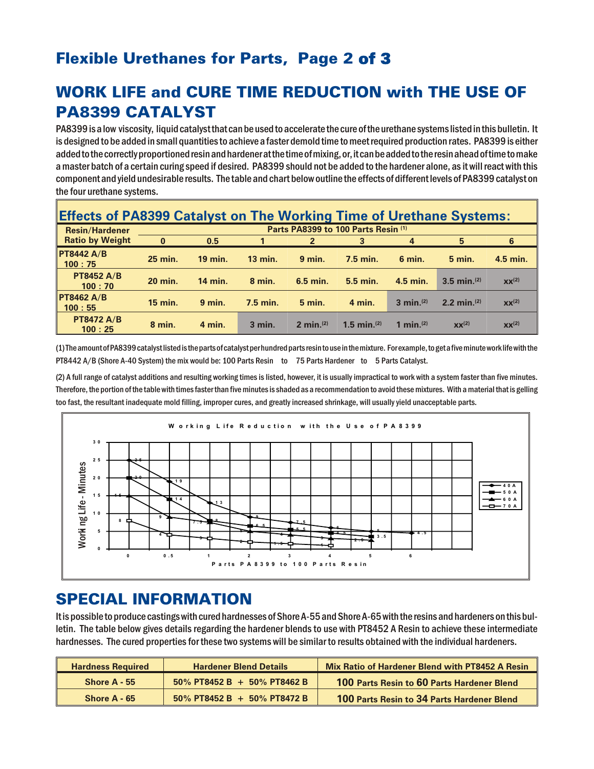## WORK LIFE and CURE TIME REDUCTION with THE USE OF PA8399 CATALYST

PA8399 is a low viscosity, liquid catalyst that can be used to accelerate the cure of the urethane systems listed in this bulletin. It is designed to be added in small quantities to achieve a faster demold time to meet required production rates. PA8399 is either added to the correctly proportioned resin and hardener at the time of mixing, or, it can be added to the resin ahead of time to make a master batch of a certain curing speed if desired. PA8399 should not be added to the hardener alone, as it will react with this component and yield undesirable results. The table and chart below outline the effects of different levels of PA8399 catalyst on the four urethane systems.

### Effects of PA8399 Catalyst on The Working Time of Urethane Systems:

| Resin/Hardener Ratio by Weight | Parts PA8399 to 100 Parts Resin [1] | | | | | | | |
|---|---|---|---|---|---|---|---|---|
| | 0 | 0.5 | 1 | 2 | 3 | 4 | 5 | 6 |
| PT8442 A/B 100 : 75 | 25 min. | 19 min. | 13 min. | 9 min. | 7.5 min. | 6 min. | 5 min. | 4.5 min. |
| PT8452 A/B 100 : 70 | 20 min. | 14 min. | 8 min. | 6.5 min. | 5.5 min. | 4.5 min. | 3.5 min.[2] | xx[2] |
| PT8462 A/B 100 : 55 | 15 min. | 9 min. | 7.5 min. | 5 min. | 4 min. | 3 min.[2] | 2.2 min.[2] | xx[2] |
| PT8472 A/B 100 : 25 | 8 min. | 4 min. | 3 min. | 2 min.[2] | 1.5 min.[2] | 1 min.[2] | xx[2] | xx[2] |

(1) The amount of PA8399 catalyst listed is the parts of catalyst per hundred parts resin to use in the mixture. For example, to get a five minute work life with the PT8442 A/B (Shore A-40 System) the mix would be: 100 Parts Resin to 75 Parts Hardener to 5 Parts Catalyst.

(2) A full range of catalyst additions and resulting working times is listed, however, it is usually impractical to work with a system faster than five minutes. Therefore, the portion of the table with times faster than five minutes is shaded as a recommendation to avoid these mixtures. With a material that is gelling too fast, the resultant inadequate mold filling, improper cures, and greatly increased shrinkage, will usually yield unacceptable parts.

**Working Life Reduction with the Use of PA8399**

(Chart: Working Life - Minutes vs. Parts PA8399 to 100 Parts Resin; series 40A, 50A, 60A, 70A)

| Parts PA8399 to 100 Parts Resin | 0 | 0.5 | 1 | 2 | 3 | 4 | 5 | 6 |
|---|---|---|---|---|---|---|---|---|
| 40A | 25 | 19 | 13 | 9 | 7.5 | 6 | 5 | 4.5 |
| 50A | 20 | 14 | 8 | 6.5 | 5.5 | 4.5 | 3.5 | |
| 60A | 15 | 9 | 7.5 | 5 | 4 | 3 | 2.5 | |
| 70A | 8 | 4 | 3 | 2 | 1.5 | 1 | | |

## SPECIAL INFORMATION

It is possible to produce castings with cured hardnesses of Shore A-55 and Shore A-65 with the resins and hardeners on this bulletin. The table below gives details regarding the hardener blends to use with PT8452 A Resin to achieve these intermediate hardnesses. The cured properties for these two systems will be similar to results obtained with the individual hardeners.

| Hardness Required | Hardener Blend Details | Mix Ratio of Hardener Blend with PT8452 A Resin |
|---|---|---|
| Shore A - 55 | 50% PT8452 B + 50% PT8462 B | 100 Parts Resin to 60 Parts Hardener Blend |
| Shore A - 65 | 50% PT8452 B + 50% PT8472 B | 100 Parts Resin to 34 Parts Hardener Blend |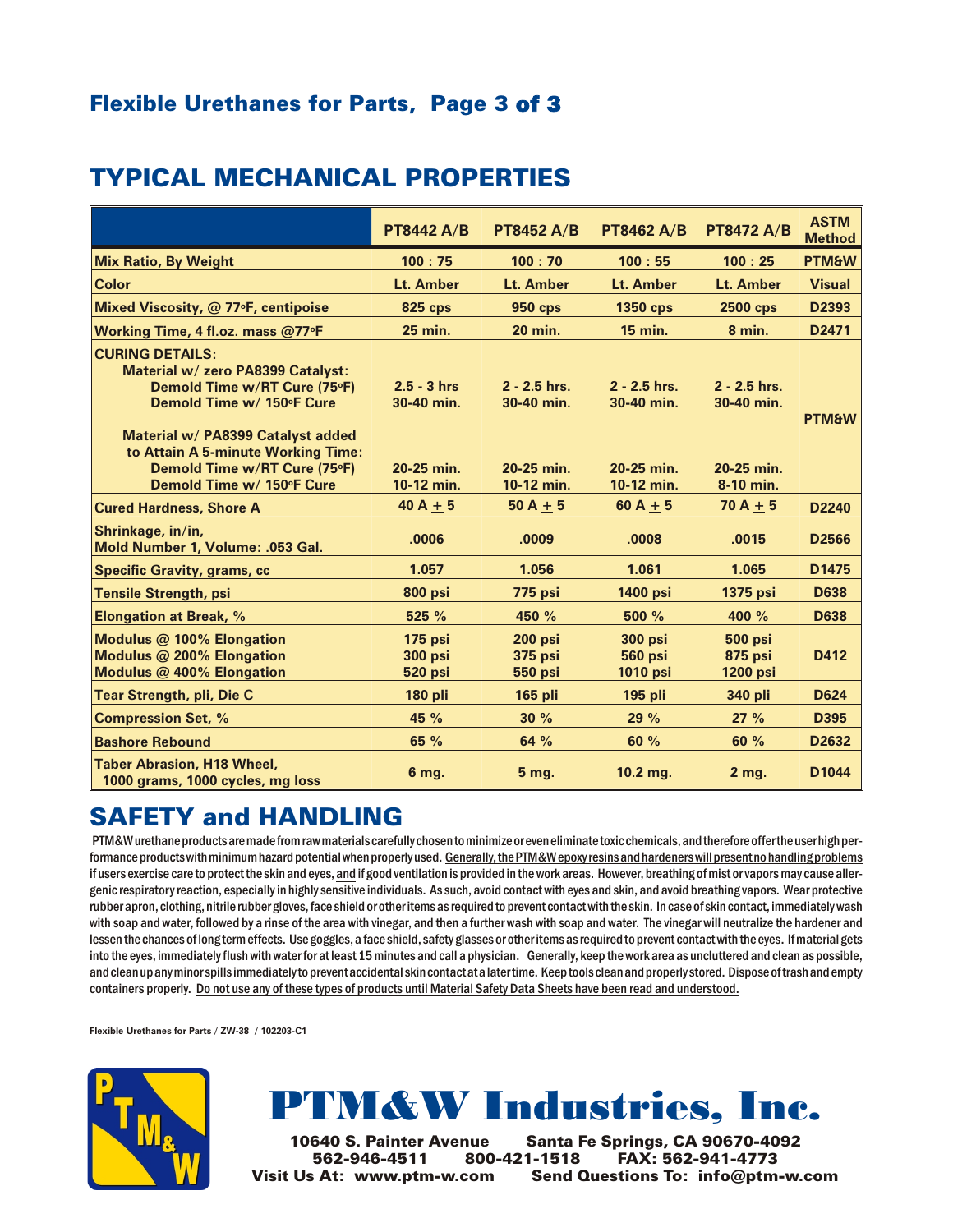## TYPICAL MECHANICAL PROPERTIES

| | PT8442 A/B | PT8452 A/B | PT8462 A/B | PT8472 A/B | ASTM Method |
|---|---|---|---|---|---|
| **Mix Ratio, By Weight** | 100 : 75 | 100 : 70 | 100 : 55 | 100 : 25 | PTM&W |
| **Color** | Lt. Amber | Lt. Amber | Lt. Amber | Lt. Amber | Visual |
| **Mixed Viscosity, @ 77°F, centipoise** | 825 cps | 950 cps | 1350 cps | 2500 cps | D2393 |
| **Working Time, 4 fl.oz. mass @77°F** | 25 min. | 20 min. | 15 min. | 8 min. | D2471 |
| **CURING DETAILS:** | | | | | PTM&W |
| **Material w/ zero PA8399 Catalyst:** | | | | | |
| **Demold Time w/RT Cure (75°F)** | 2.5 - 3 hrs | 2 - 2.5 hrs. | 2 - 2.5 hrs. | 2 - 2.5 hrs. | |
| **Demold Time w/ 150°F Cure** | 30-40 min. | 30-40 min. | 30-40 min. | 30-40 min. | |
| **Material w/ PA8399 Catalyst added to Attain A 5-minute Working Time:** | | | | | |
| **Demold Time w/RT Cure (75°F)** | 20-25 min. | 20-25 min. | 20-25 min. | 20-25 min. | |
| **Demold Time w/ 150°F Cure** | 10-12 min. | 10-12 min. | 10-12 min. | 8-10 min. | |
| **Cured Hardness, Shore A** | 40 A ± 5 | 50 A ± 5 | 60 A ± 5 | 70 A ± 5 | D2240 |
| **Shrinkage, in/in, Mold Number 1, Volume: .053 Gal.** | .0006 | .0009 | .0008 | .0015 | D2566 |
| **Specific Gravity, grams, cc** | 1.057 | 1.056 | 1.061 | 1.065 | D1475 |
| **Tensile Strength, psi** | 800 psi | 775 psi | 1400 psi | 1375 psi | D638 |
| **Elongation at Break, %** | 525 % | 450 % | 500 % | 400 % | D638 |
| **Modulus @ 100% Elongation** | 175 psi | 200 psi | 300 psi | 500 psi | D412 |
| **Modulus @ 200% Elongation** | 300 psi | 375 psi | 560 psi | 875 psi | D412 |
| **Modulus @ 400% Elongation** | 520 psi | 550 psi | 1010 psi | 1200 psi | D412 |
| **Tear Strength, pli, Die C** | 180 pli | 165 pli | 195 pli | 340 pli | D624 |
| **Compression Set, %** | 45 % | 30 % | 29 % | 27 % | D395 |
| **Bashore Rebound** | 65 % | 64 % | 60 % | 60 % | D2632 |
| **Taber Abrasion, H18 Wheel, 1000 grams, 1000 cycles, mg loss** | 6 mg. | 5 mg. | 10.2 mg. | 2 mg. | D1044 |

## SAFETY and HANDLING

PTM&W urethane products are made from raw materials carefully chosen to minimize or even eliminate toxic chemicals, and therefore offer the user high performance products with minimum hazard potential when properly used. Generally, the PTM&W epoxy resins and hardeners will present no handling problems if users exercise care to protect the skin and eyes, and if good ventilation is provided in the work areas. However, breathing of mist or vapors may cause allergenic respiratory reaction, especially in highly sensitive individuals. As such, avoid contact with eyes and skin, and avoid breathing vapors. Wear protective rubber apron, clothing, nitrile rubber gloves, face shield or other items as required to prevent contact with the skin. In case of skin contact, immediately wash with soap and water, followed by a rinse of the area with vinegar, and then a further wash with soap and water. The vinegar will neutralize the hardener and lessen the chances of long term effects. Use goggles, a face shield, safety glasses or other items as required to prevent contact with the eyes. If material gets into the eyes, immediately flush with water for at least 15 minutes and call a physician. Generally, keep the work area as uncluttered and clean as possible, and clean up any minor spills immediately to prevent accidental skin contact at a later time. Keep tools clean and properly stored. Dispose of trash and empty containers properly. Do not use any of these types of products until Material Safety Data Sheets have been read and understood.

Flexible Urethanes for Parts / ZW-38 / 102203-C1

**PTM&W Industries, Inc.**

10640 S. Painter Avenue Santa Fe Springs, CA 90670-4092
562-946-4511 800-421-1518 FAX: 562-941-4773
Visit Us At: www.ptm-w.com Send Questions To: info@ptm-w.com